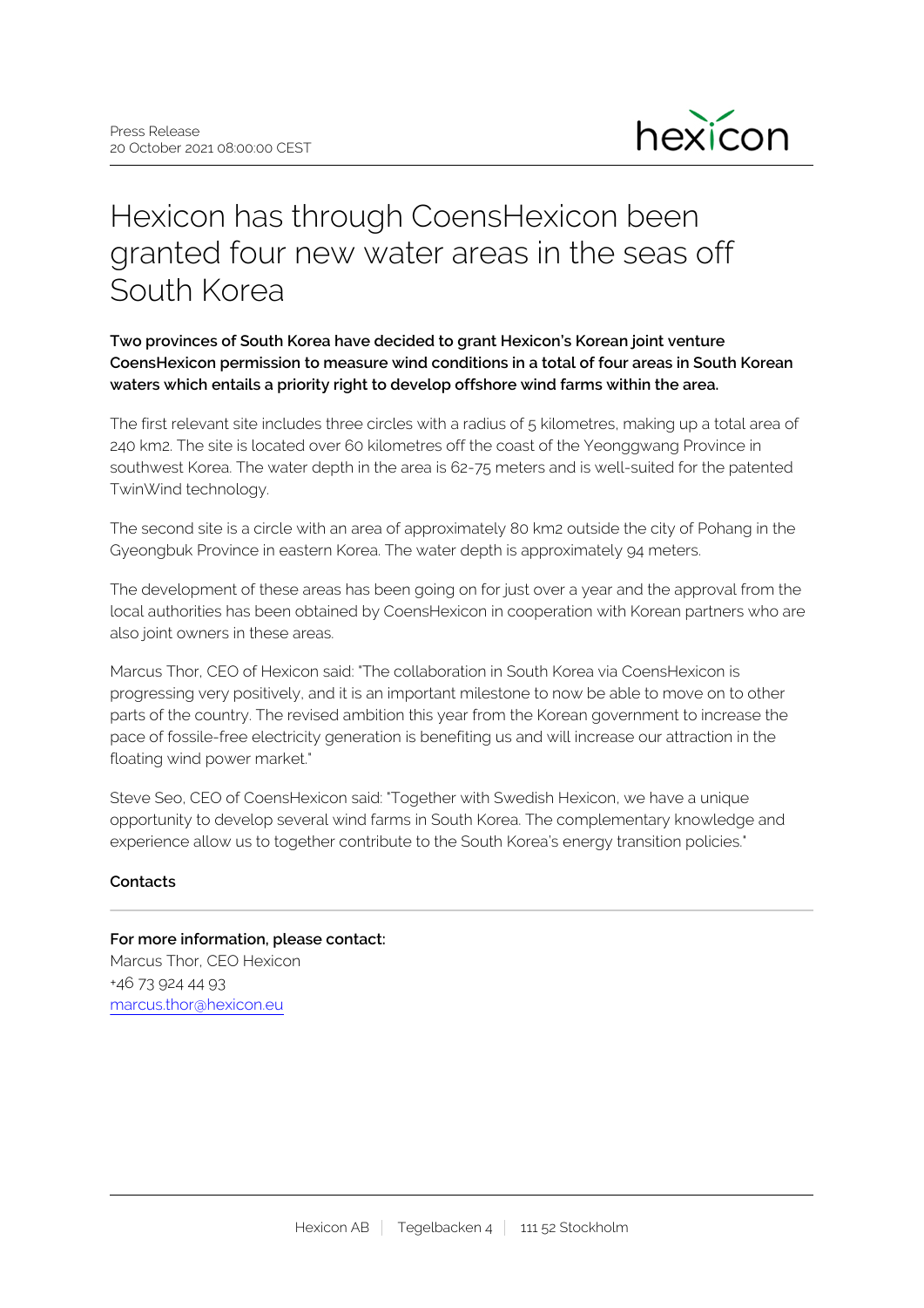Press Release
20 October 2021 08:00:00 CEST

# Hexicon has through CoensHexicon been granted four new water areas in the seas off South Korea

**Two provinces of South Korea have decided to grant Hexicon's Korean joint venture CoensHexicon permission to measure wind conditions in a total of four areas in South Korean waters which entails a priority right to develop offshore wind farms within the area.**

The first relevant site includes three circles with a radius of 5 kilometres, making up a total area of 240 km2. The site is located over 60 kilometres off the coast of the Yeonggwang Province in southwest Korea. The water depth in the area is 62-75 meters and is well-suited for the patented TwinWind technology.

The second site is a circle with an area of approximately 80 km2 outside the city of Pohang in the Gyeongbuk Province in eastern Korea. The water depth is approximately 94 meters.

The development of these areas has been going on for just over a year and the approval from the local authorities has been obtained by CoensHexicon in cooperation with Korean partners who are also joint owners in these areas.

Marcus Thor, CEO of Hexicon said: "The collaboration in South Korea via CoensHexicon is progressing very positively, and it is an important milestone to now be able to move on to other parts of the country. The revised ambition this year from the Korean government to increase the pace of fossile-free electricity generation is benefiting us and will increase our attraction in the floating wind power market."

Steve Seo, CEO of CoensHexicon said: "Together with Swedish Hexicon, we have a unique opportunity to develop several wind farms in South Korea. The complementary knowledge and experience allow us to together contribute to the South Korea's energy transition policies."

**Contacts**

---

**For more information, please contact:**
Marcus Thor, CEO Hexicon
+46 73 924 44 93
marcus.thor@hexicon.eu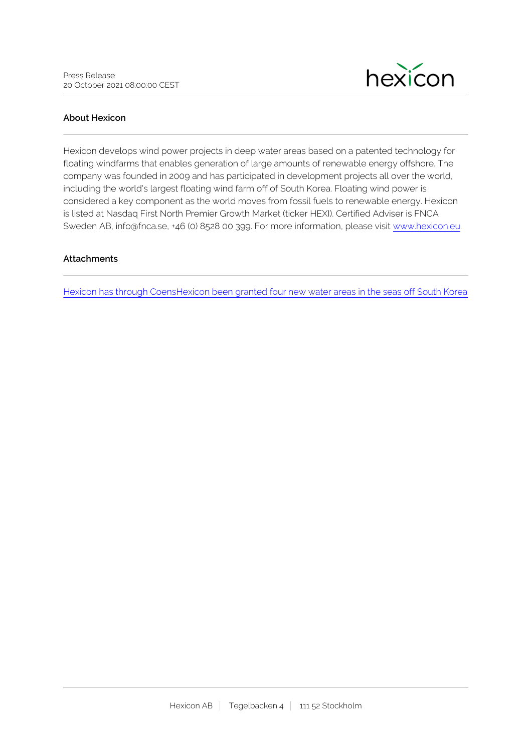## About Hexicon

Hexicon develops wind power projects in deep water areas based on a patented technology for floating windfarms that enables generation of large amounts of renewable energy offshore. The company was founded in 2009 and has participated in development projects all over the world, including the world's largest floating wind farm off of South Korea. Floating wind power is considered a key component as the world moves from fossil fuels to renewable energy. Hexicon is listed at Nasdaq First North Premier Growth Market (ticker HEXI). Certified Adviser is FNCA Sweden AB, info@fnca.se, +46 (0) 8528 00 399. For more information, please visit www.hexicon.eu.

## Attachments

Hexicon has through CoensHexicon been granted four new water areas in the seas off South Korea